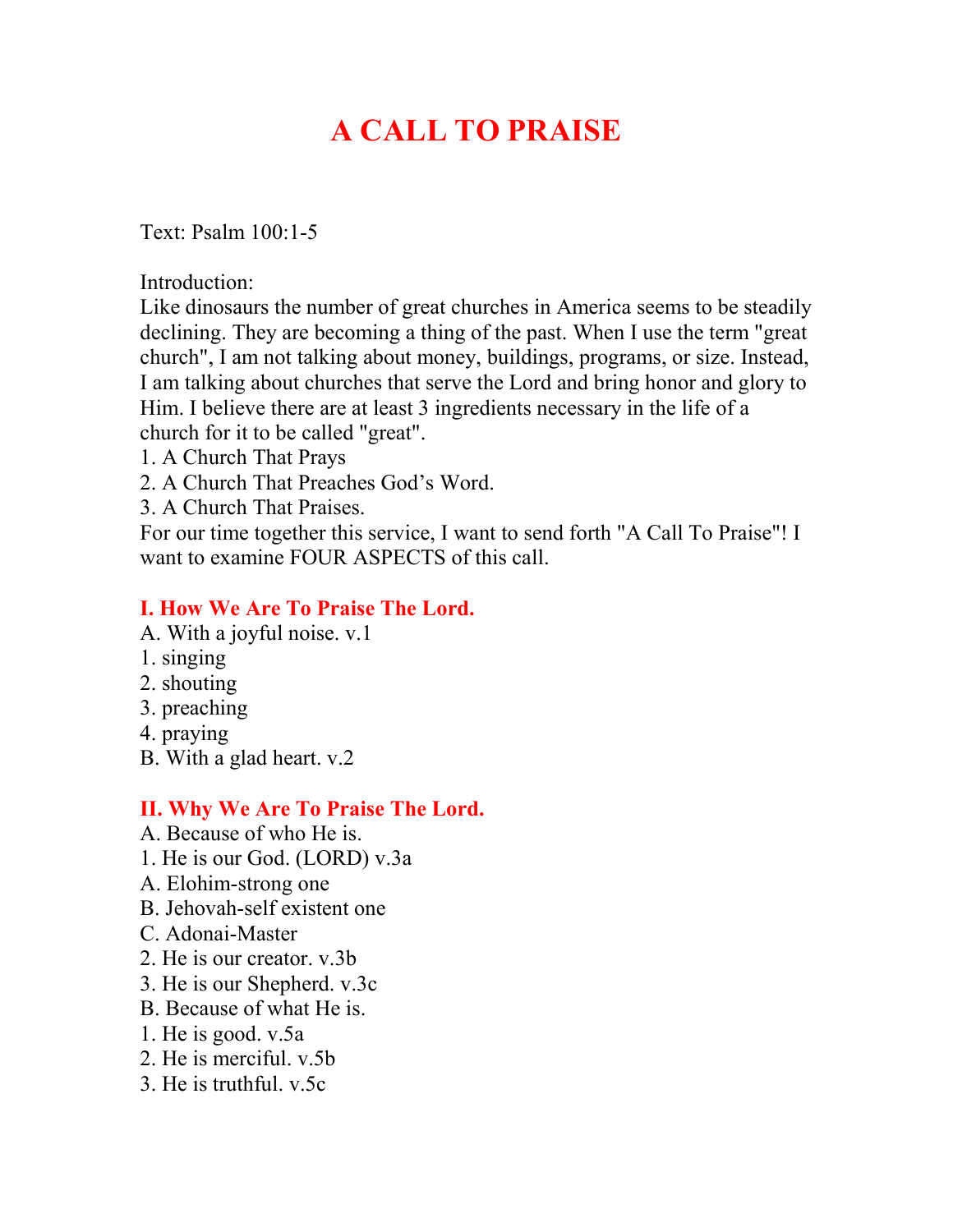# A CALL TO PRAISE

Text: Psalm 100:1-5

Introduction:
Like dinosaurs the number of great churches in America seems to be steadily declining. They are becoming a thing of the past. When I use the term "great church", I am not talking about money, buildings, programs, or size. Instead, I am talking about churches that serve the Lord and bring honor and glory to Him. I believe there are at least 3 ingredients necessary in the life of a church for it to be called "great".
1. A Church That Prays
2. A Church That Preaches God's Word.
3. A Church That Praises.
For our time together this service, I want to send forth "A Call To Praise"! I want to examine FOUR ASPECTS of this call.

## I. How We Are To Praise The Lord.

A. With a joyful noise. v.1
1. singing
2. shouting
3. preaching
4. praying
B. With a glad heart. v.2

## II. Why We Are To Praise The Lord.

A. Because of who He is.
1. He is our God. (LORD) v.3a
A. Elohim-strong one
B. Jehovah-self existent one
C. Adonai-Master
2. He is our creator. v.3b
3. He is our Shepherd. v.3c
B. Because of what He is.
1. He is good. v.5a
2. He is merciful. v.5b
3. He is truthful. v.5c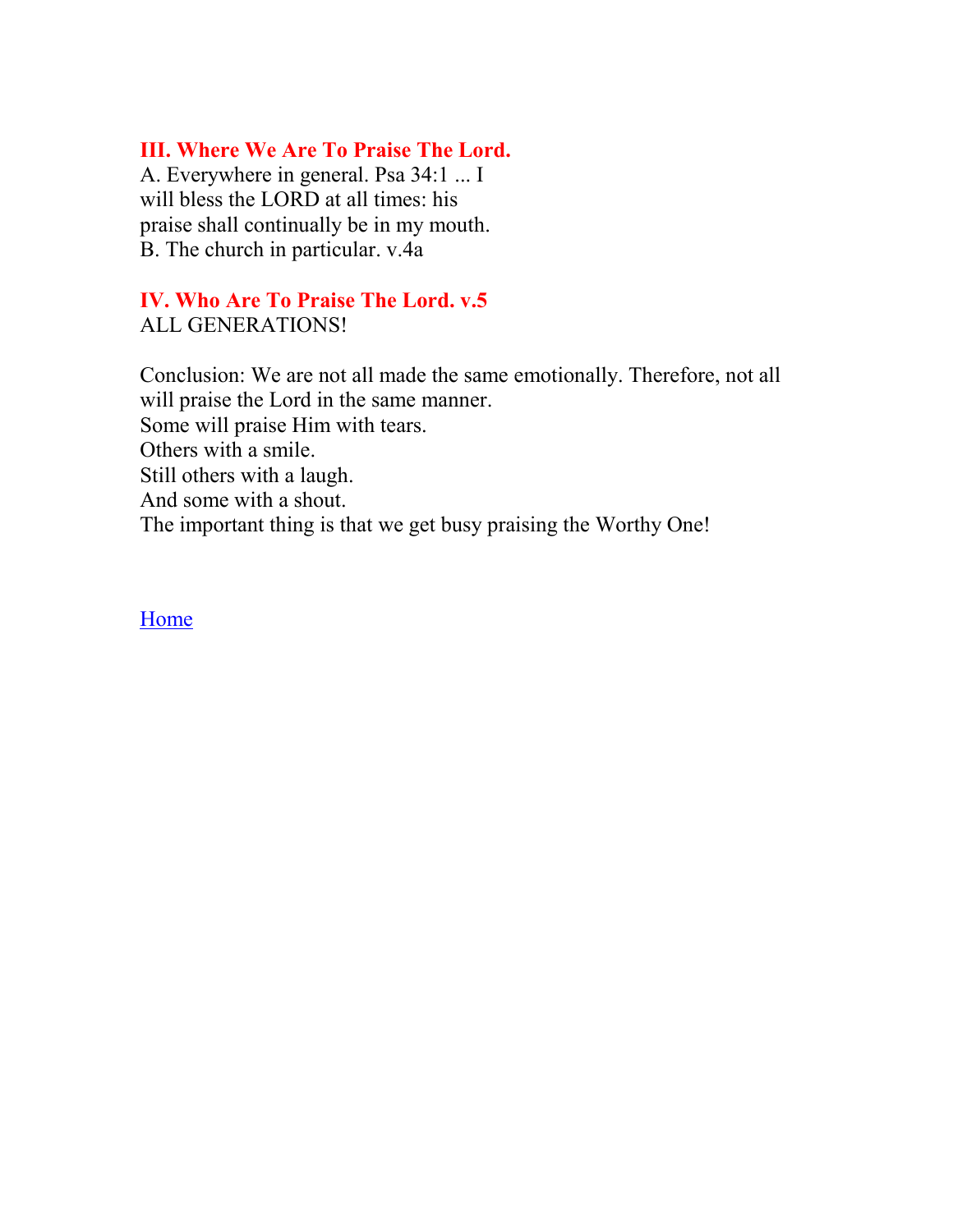### III. Where We Are To Praise The Lord.

A. Everywhere in general. Psa 34:1 ... I will bless the LORD at all times: his praise shall continually be in my mouth.
B. The church in particular. v.4a

### IV. Who Are To Praise The Lord. v.5

ALL GENERATIONS!

Conclusion: We are not all made the same emotionally. Therefore, not all will praise the Lord in the same manner.
Some will praise Him with tears.
Others with a smile.
Still others with a laugh.
And some with a shout.
The important thing is that we get busy praising the Worthy One!

Home